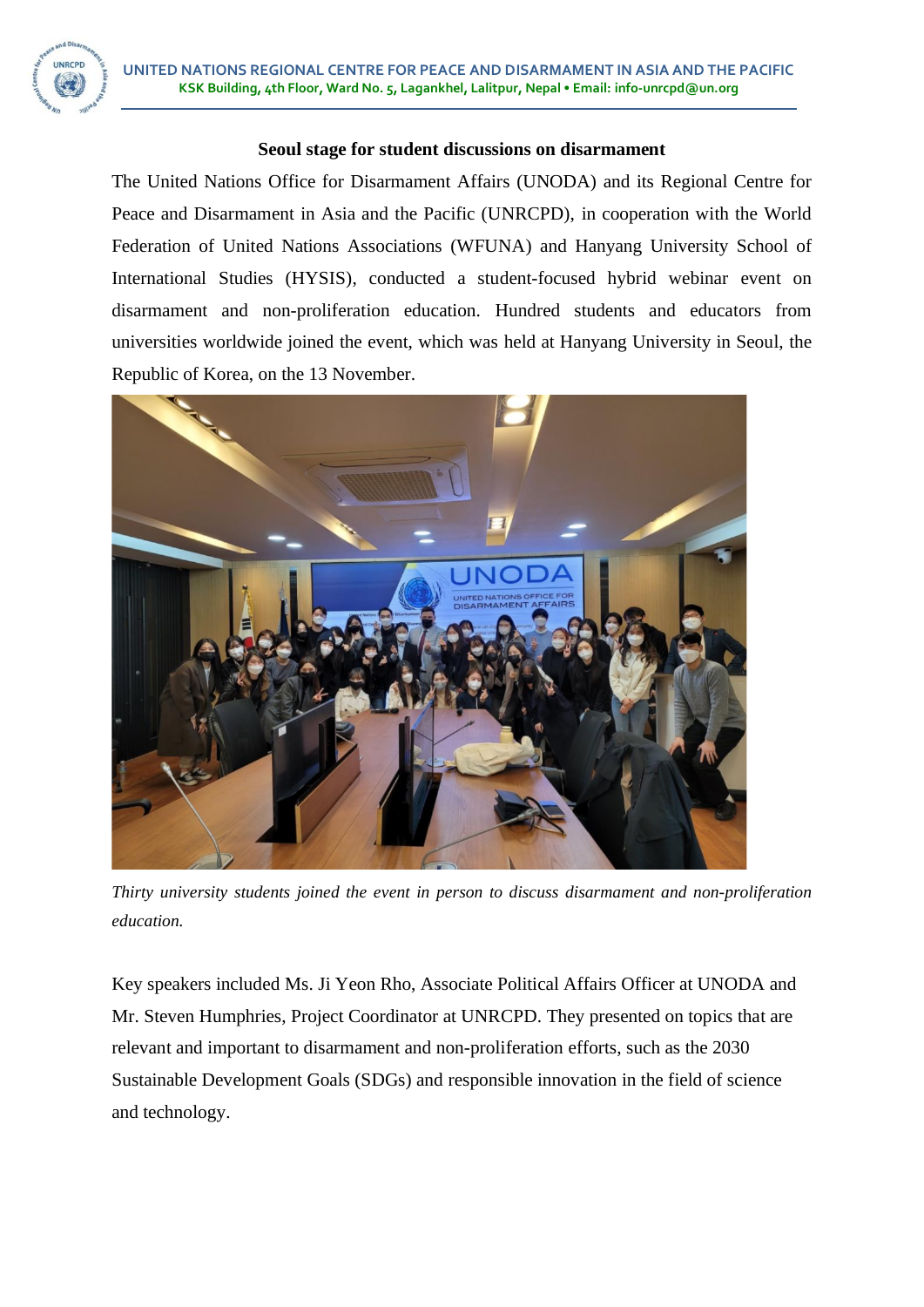### Seoul stage for student discussions on disarmament

The United Nations Office for Disarmament Affairs (UNODA) and its Regional Centre for Peace and Disarmament in Asia and the Pacific (UNRCPD), in cooperation with the World Federation of United Nations Associations (WFUNA) and Hanyang University School of International Studies (HYSIS), conducted a student-focused hybrid webinar event on disarmament and non-proliferation education. Hundred students and educators from universities worldwide joined the event, which was held at Hanyang University in Seoul, the Republic of Korea, on the 13 November.

*Thirty university students joined the event in person to discuss disarmament and non-proliferation education.*

Key speakers included Ms. Ji Yeon Rho, Associate Political Affairs Officer at UNODA and Mr. Steven Humphries, Project Coordinator at UNRCPD. They presented on topics that are relevant and important to disarmament and non-proliferation efforts, such as the 2030 Sustainable Development Goals (SDGs) and responsible innovation in the field of science and technology.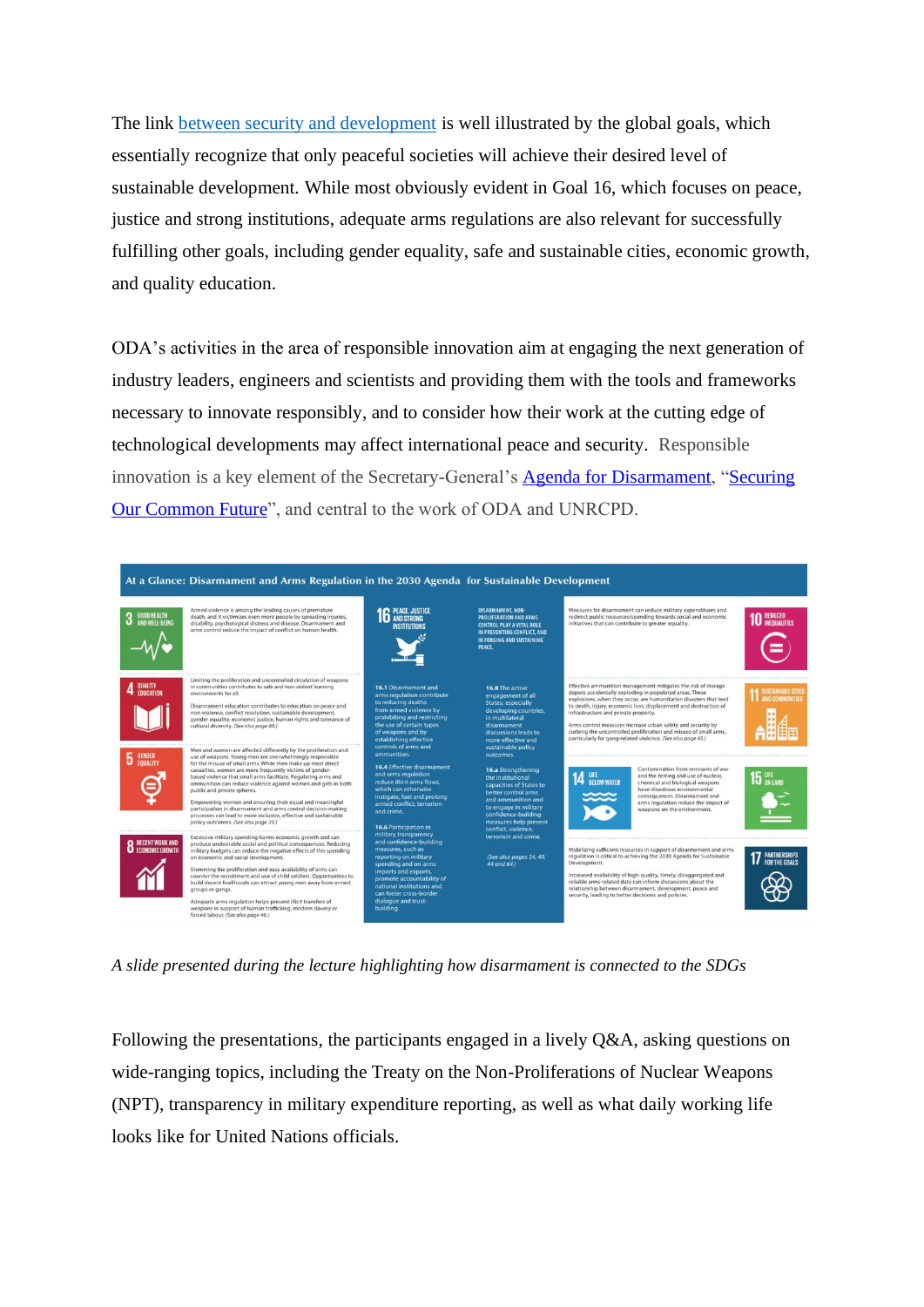The link [between security and development](#) is well illustrated by the global goals, which essentially recognize that only peaceful societies will achieve their desired level of sustainable development. While most obviously evident in Goal 16, which focuses on peace, justice and strong institutions, adequate arms regulations are also relevant for successfully fulfilling other goals, including gender equality, safe and sustainable cities, economic growth, and quality education.

ODA's activities in the area of responsible innovation aim at engaging the next generation of industry leaders, engineers and scientists and providing them with the tools and frameworks necessary to innovate responsibly, and to consider how their work at the cutting edge of technological developments may affect international peace and security. Responsible innovation is a key element of the Secretary-General's [Agenda for Disarmament](#), "[Securing Our Common Future](#)", and central to the work of ODA and UNRCPD.

*A slide presented during the lecture highlighting how disarmament is connected to the SDGs*

Following the presentations, the participants engaged in a lively Q&A, asking questions on wide-ranging topics, including the Treaty on the Non-Proliferations of Nuclear Weapons (NPT), transparency in military expenditure reporting, as well as what daily working life looks like for United Nations officials.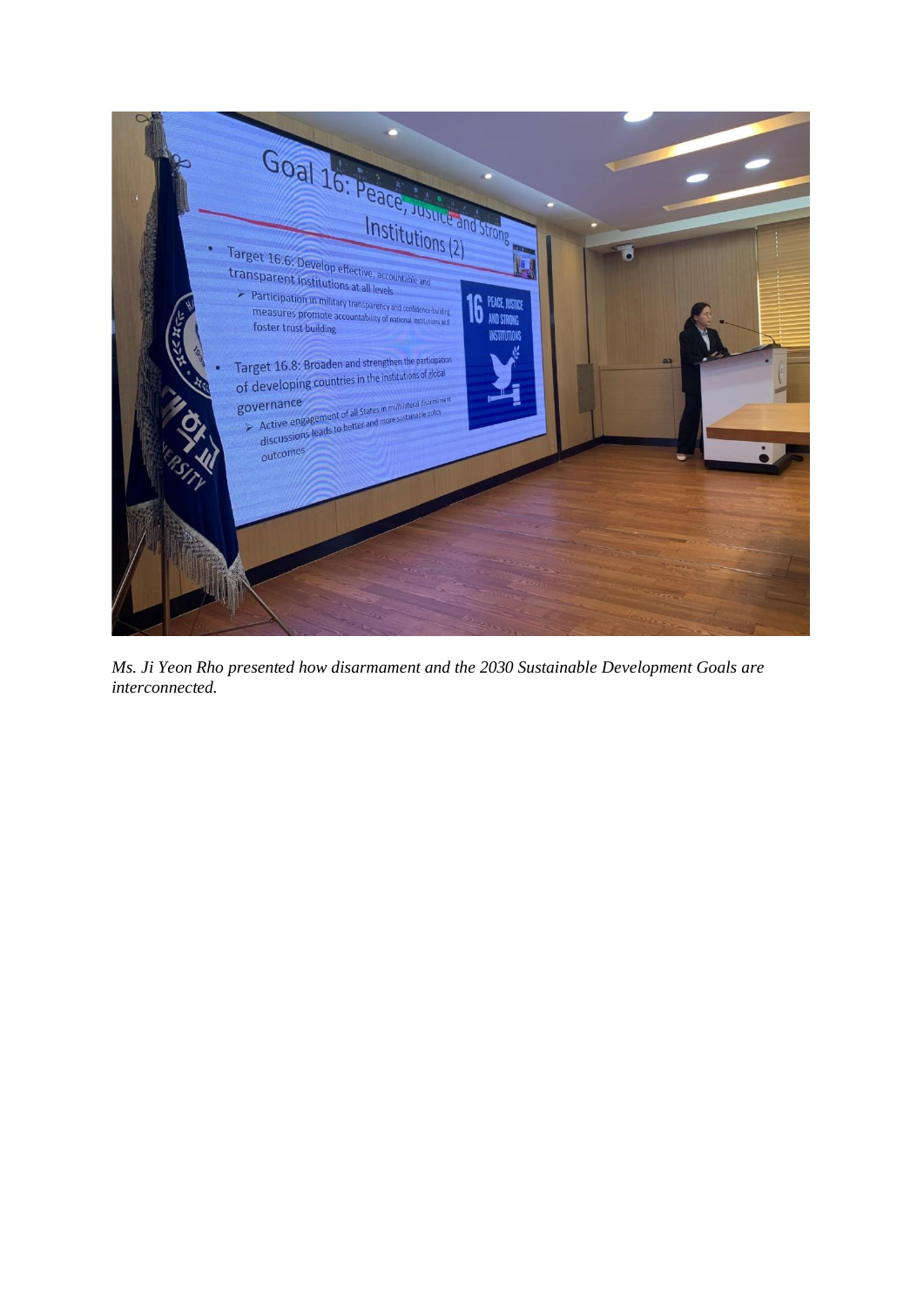*Ms. Ji Yeon Rho presented how disarmament and the 2030 Sustainable Development Goals are interconnected.*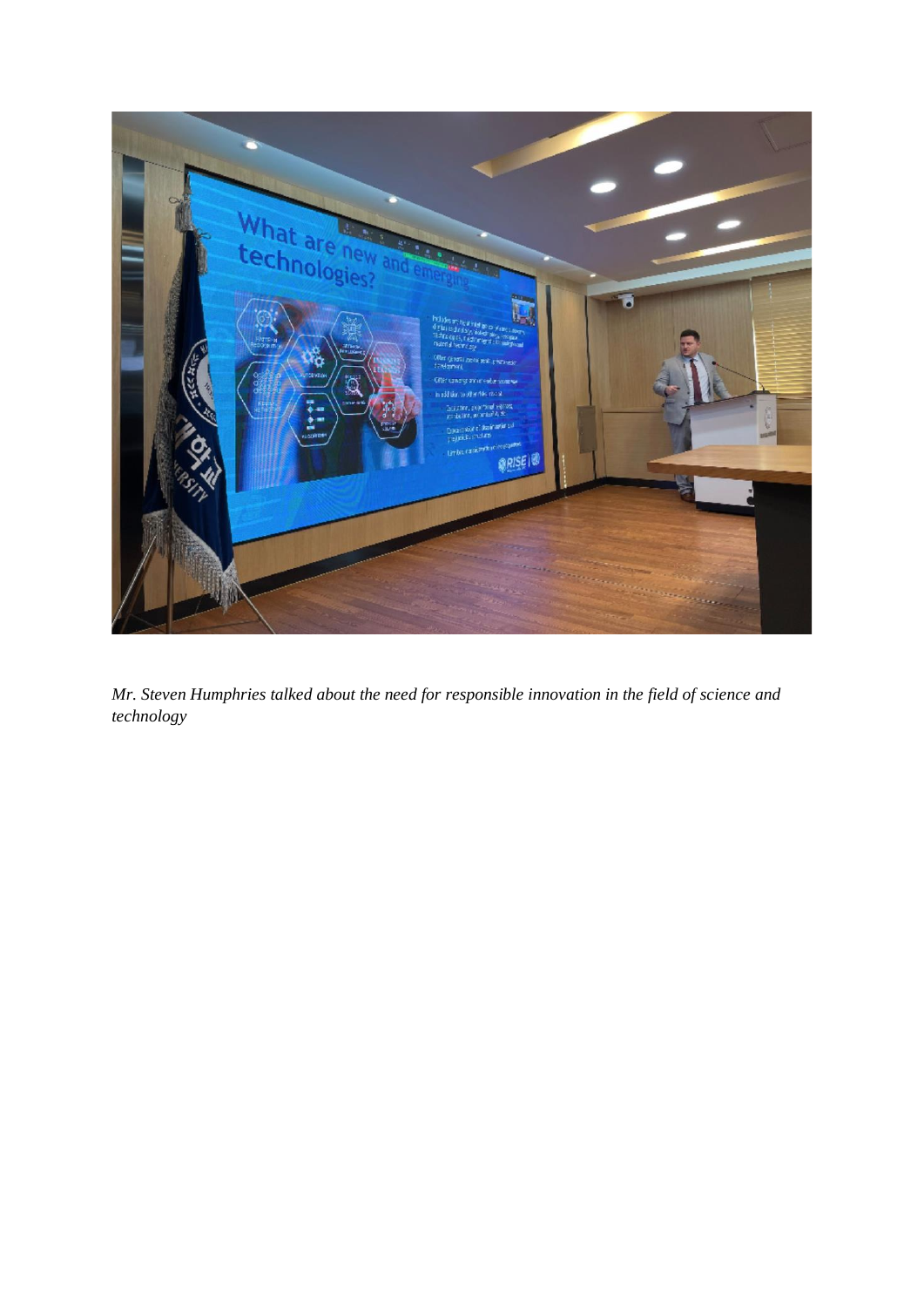*Mr. Steven Humphries talked about the need for responsible innovation in the field of science and technology*